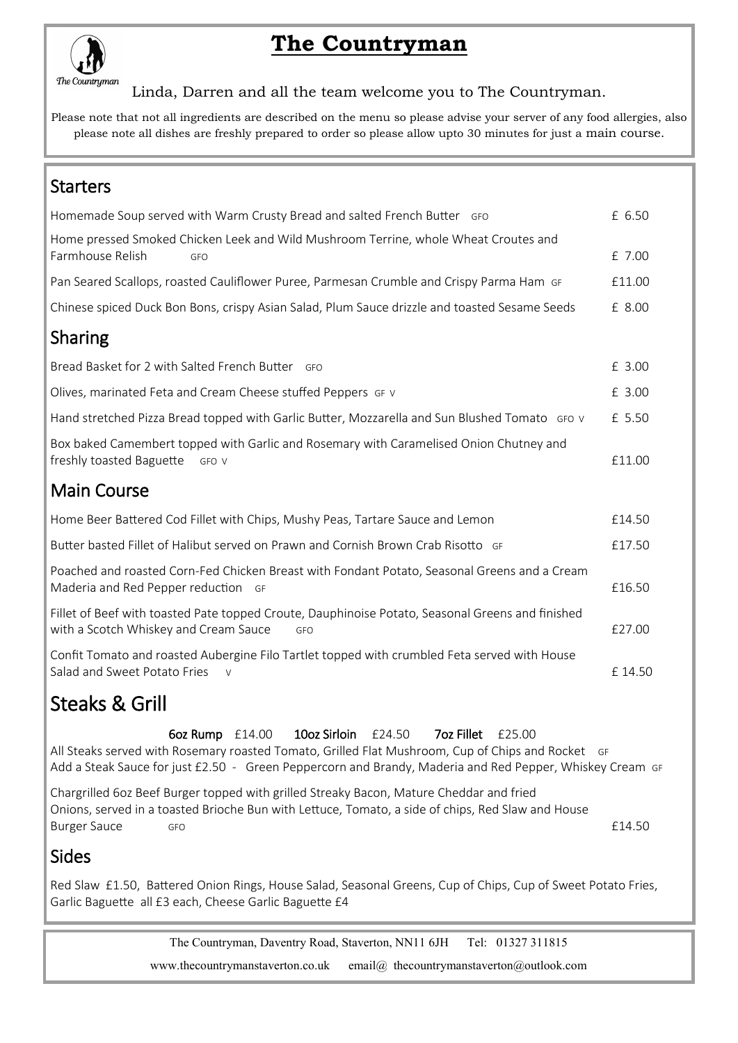# The Countryman

Linda, Darren and all the team welcome you to The Countryman.

Please note that not all ingredients are described on the menu so please advise your server of any food allergies, also please note all dishes are freshly prepared to order so please allow upto 30 minutes for just a main course.

## Starters

| | |
|---|---|
| Homemade Soup served with Warm Crusty Bread and salted French Butter GFO | £ 6.50 |
| Home pressed Smoked Chicken Leek and Wild Mushroom Terrine, whole Wheat Croutes and Farmhouse Relish GFO | £ 7.00 |
| Pan Seared Scallops, roasted Cauliflower Puree, Parmesan Crumble and Crispy Parma Ham GF | £11.00 |
| Chinese spiced Duck Bon Bons, crispy Asian Salad, Plum Sauce drizzle and toasted Sesame Seeds | £ 8.00 |

## Sharing

| | |
|---|---|
| Bread Basket for 2 with Salted French Butter GFO | £ 3.00 |
| Olives, marinated Feta and Cream Cheese stuffed Peppers GF V | £ 3.00 |
| Hand stretched Pizza Bread topped with Garlic Butter, Mozzarella and Sun Blushed Tomato GFO V | £ 5.50 |
| Box baked Camembert topped with Garlic and Rosemary with Caramelised Onion Chutney and freshly toasted Baguette GFO V | £11.00 |

## Main Course

| | |
|---|---|
| Home Beer Battered Cod Fillet with Chips, Mushy Peas, Tartare Sauce and Lemon | £14.50 |
| Butter basted Fillet of Halibut served on Prawn and Cornish Brown Crab Risotto GF | £17.50 |
| Poached and roasted Corn-Fed Chicken Breast with Fondant Potato, Seasonal Greens and a Cream Maderia and Red Pepper reduction GF | £16.50 |
| Fillet of Beef with toasted Pate topped Croute, Dauphinoise Potato, Seasonal Greens and finished with a Scotch Whiskey and Cream Sauce GFO | £27.00 |
| Confit Tomato and roasted Aubergine Filo Tartlet topped with crumbled Feta served with House Salad and Sweet Potato Fries V | £ 14.50 |

## Steaks & Grill

**6oz Rump** £14.00 **10oz Sirloin** £24.50 **7oz Fillet** £25.00

All Steaks served with Rosemary roasted Tomato, Grilled Flat Mushroom, Cup of Chips and Rocket GF

Add a Steak Sauce for just £2.50 - Green Peppercorn and Brandy, Maderia and Red Pepper, Whiskey Cream GF

| | |
|---|---|
| Chargrilled 6oz Beef Burger topped with grilled Streaky Bacon, Mature Cheddar and fried Onions, served in a toasted Brioche Bun with Lettuce, Tomato, a side of chips, Red Slaw and House Burger Sauce GFO | £14.50 |

## Sides

Red Slaw £1.50, Battered Onion Rings, House Salad, Seasonal Greens, Cup of Chips, Cup of Sweet Potato Fries, Garlic Baguette all £3 each, Cheese Garlic Baguette £4

The Countryman, Daventry Road, Staverton, NN11 6JH Tel: 01327 311815

www.thecountrymanstaverton.co.uk email@ thecountrymanstaverton@outlook.com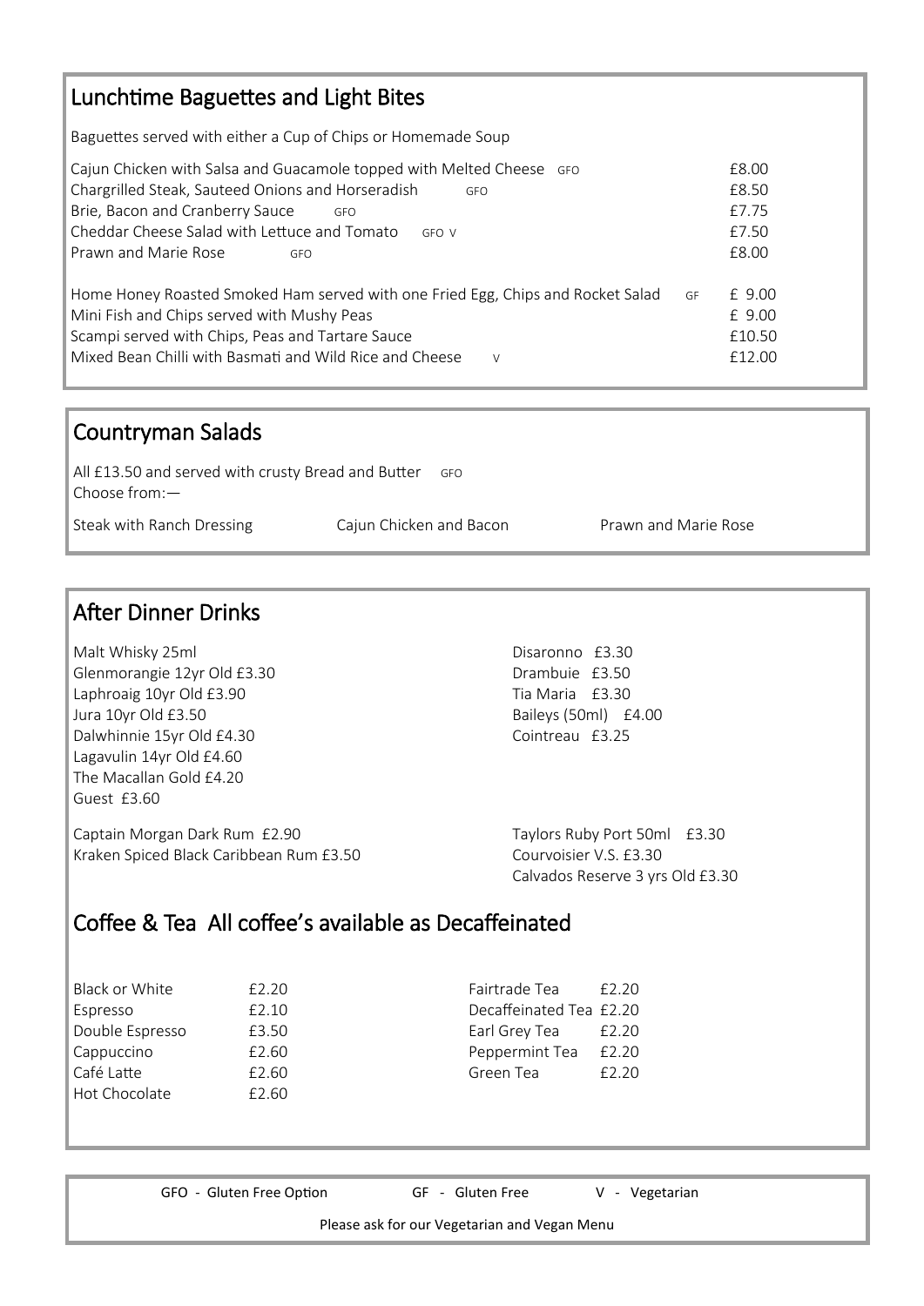## Lunchtime Baguettes and Light Bites

Baguettes served with either a Cup of Chips or Homemade Soup

| | | |
|---|---|---|
| Cajun Chicken with Salsa and Guacamole topped with Melted Cheese | GFO | £8.00 |
| Chargrilled Steak, Sauteed Onions and Horseradish | GFO | £8.50 |
| Brie, Bacon and Cranberry Sauce | GFO | £7.75 |
| Cheddar Cheese Salad with Lettuce and Tomato | GFO V | £7.50 |
| Prawn and Marie Rose | GFO | £8.00 |
| Home Honey Roasted Smoked Ham served with one Fried Egg, Chips and Rocket Salad | GF | £ 9.00 |
| Mini Fish and Chips served with Mushy Peas | | £ 9.00 |
| Scampi served with Chips, Peas and Tartare Sauce | | £10.50 |
| Mixed Bean Chilli with Basmati and Wild Rice and Cheese | V | £12.00 |

## Countryman Salads

All £13.50 and served with crusty Bread and Butter GFO
Choose from:—

Steak with Ranch Dressing | Cajun Chicken and Bacon | Prawn and Marie Rose

## After Dinner Drinks

Malt Whisky 25ml
Glenmorangie 12yr Old £3.30
Laphroaig 10yr Old £3.90
Jura 10yr Old £3.50
Dalwhinnie 15yr Old £4.30
Lagavulin 14yr Old £4.60
The Macallan Gold £4.20
Guest £3.60

Disaronno £3.30
Drambuie £3.50
Tia Maria £3.30
Baileys (50ml) £4.00
Cointreau £3.25

Captain Morgan Dark Rum £2.90
Kraken Spiced Black Caribbean Rum £3.50

Taylors Ruby Port 50ml £3.30
Courvoisier V.S. £3.30
Calvados Reserve 3 yrs Old £3.30

## Coffee & Tea All coffee's available as Decaffeinated

| | |
|---|---|
| Black or White | £2.20 |
| Espresso | £2.10 |
| Double Espresso | £3.50 |
| Cappuccino | £2.60 |
| Café Latte | £2.60 |
| Hot Chocolate | £2.60 |

| | |
|---|---|
| Fairtrade Tea | £2.20 |
| Decaffeinated Tea | £2.20 |
| Earl Grey Tea | £2.20 |
| Peppermint Tea | £2.20 |
| Green Tea | £2.20 |

GFO - Gluten Free Option GF - Gluten Free V - Vegetarian

Please ask for our Vegetarian and Vegan Menu